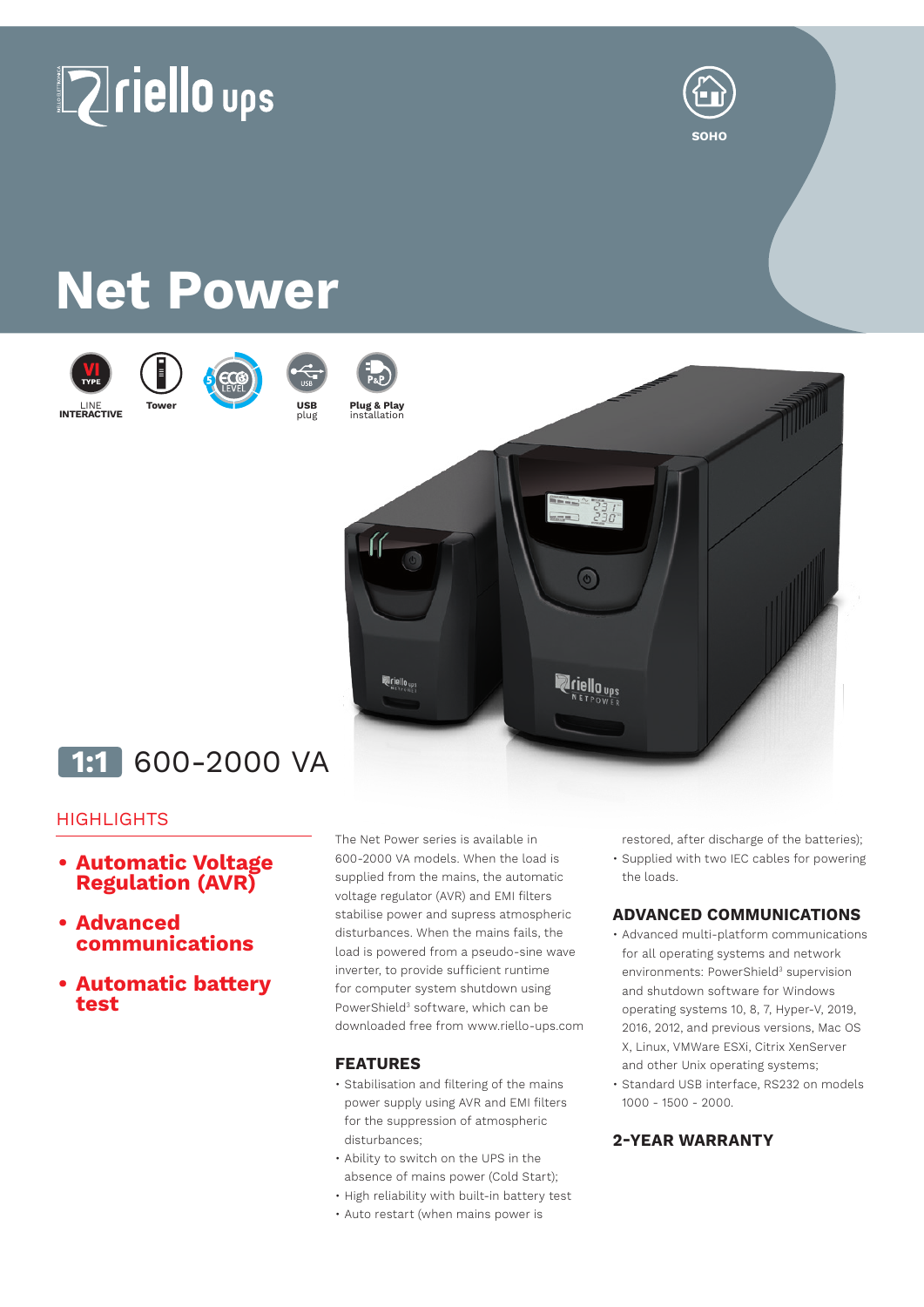riello ups

SOHO

# Net Power

VI TYPE LINE INTERACTIVE | Tower | ECO LEVEL 5 | USB plug | Plug & Play installation

## 1:1 600-2000 VA

## HIGHLIGHTS

- **Automatic Voltage Regulation (AVR)**
- **Advanced communications**
- **Automatic battery test**

The Net Power series is available in 600-2000 VA models. When the load is supplied from the mains, the automatic voltage regulator (AVR) and EMI filters stabilise power and supress atmospheric disturbances. When the mains fails, the load is powered from a pseudo-sine wave inverter, to provide sufficient runtime for computer system shutdown using PowerShield[3] software, which can be downloaded free from www.riello-ups.com

## FEATURES

- Stabilisation and filtering of the mains power supply using AVR and EMI filters for the suppression of atmospheric disturbances;
- Ability to switch on the UPS in the absence of mains power (Cold Start);
- High reliability with built-in battery test
- Auto restart (when mains power is restored, after discharge of the batteries);
- Supplied with two IEC cables for powering the loads.

## ADVANCED COMMUNICATIONS

- Advanced multi-platform communications for all operating systems and network environments: PowerShield[3] supervision and shutdown software for Windows operating systems 10, 8, 7, Hyper-V, 2019, 2016, 2012, and previous versions, Mac OS X, Linux, VMWare ESXi, Citrix XenServer and other Unix operating systems;
- Standard USB interface, RS232 on models 1000 - 1500 - 2000.

## 2-YEAR WARRANTY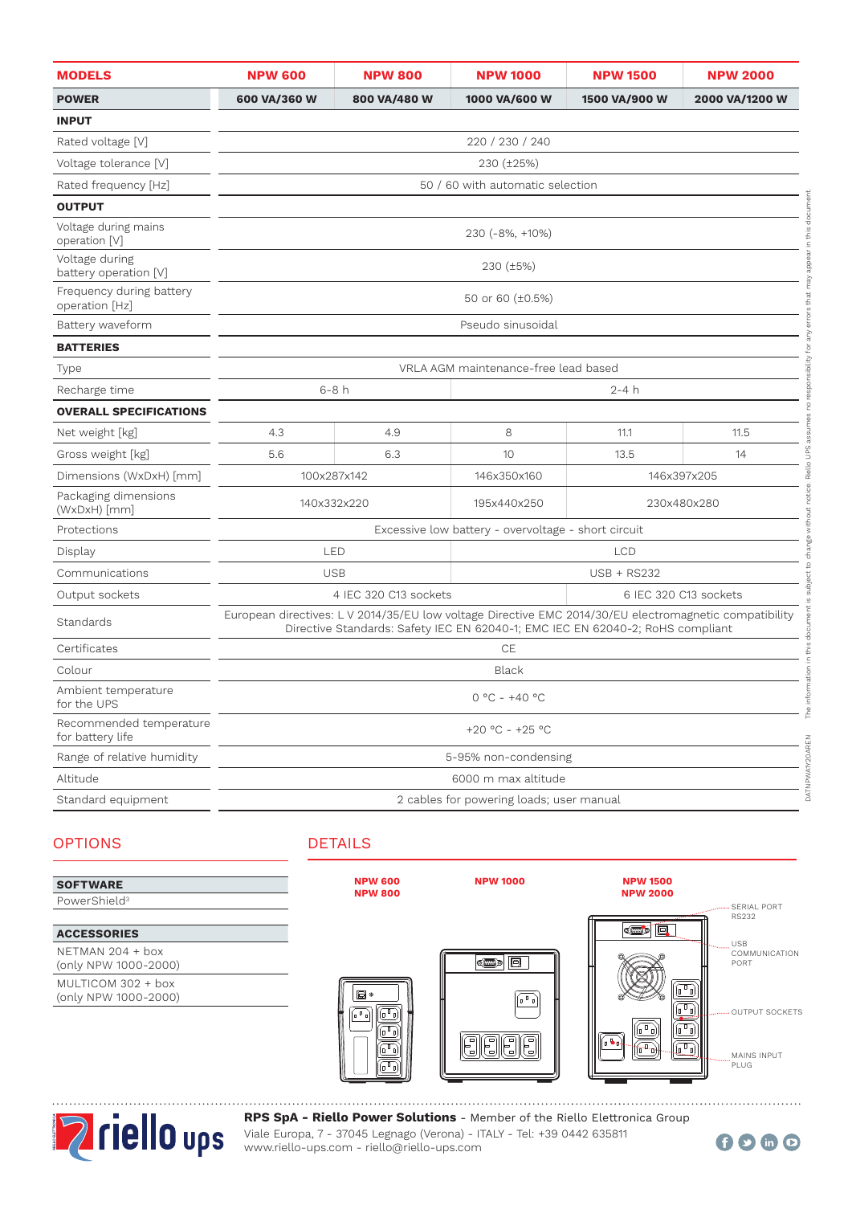| MODELS | NPW 600 | NPW 800 | NPW 1000 | NPW 1500 | NPW 2000 |
|---|---|---|---|---|---|
| **POWER** | **600 VA/360 W** | **800 VA/480 W** | **1000 VA/600 W** | **1500 VA/900 W** | **2000 VA/1200 W** |
| **INPUT** | | | | | |
| Rated voltage [V] | 220 / 230 / 240 | | | | |
| Voltage tolerance [V] | 230 (±25%) | | | | |
| Rated frequency [Hz] | 50 / 60 with automatic selection | | | | |
| **OUTPUT** | | | | | |
| Voltage during mains operation [V] | 230 (-8%, +10%) | | | | |
| Voltage during battery operation [V] | 230 (±5%) | | | | |
| Frequency during battery operation [Hz] | 50 or 60 (±0.5%) | | | | |
| Battery waveform | Pseudo sinusoidal | | | | |
| **BATTERIES** | | | | | |
| Type | VRLA AGM maintenance-free lead based | | | | |
| Recharge time | 6-8 h | | 2-4 h | | |
| **OVERALL SPECIFICATIONS** | | | | | |
| Net weight [kg] | 4.3 | 4.9 | 8 | 11.1 | 11.5 |
| Gross weight [kg] | 5.6 | 6.3 | 10 | 13.5 | 14 |
| Dimensions (WxDxH) [mm] | 100x287x142 | | 146x350x160 | 146x397x205 | |
| Packaging dimensions (WxDxH) [mm] | 140x332x220 | | 195x440x250 | 230x480x280 | |
| Protections | Excessive low battery - overvoltage - short circuit | | | | |
| Display | LED | | LCD | | |
| Communications | USB | | USB + RS232 | | |
| Output sockets | 4 IEC 320 C13 sockets | | | 6 IEC 320 C13 sockets | |
| Standards | European directives: L V 2014/35/EU low voltage Directive EMC 2014/30/EU electromagnetic compatibility Directive Standards: Safety IEC EN 62040-1; EMC IEC EN 62040-2; RoHS compliant | | | | |
| Certificates | CE | | | | |
| Colour | Black | | | | |
| Ambient temperature for the UPS | 0 °C - +40 °C | | | | |
| Recommended temperature for battery life | +20 °C - +25 °C | | | | |
| Range of relative humidity | 5-95% non-condensing | | | | |
| Altitude | 6000 m max altitude | | | | |
| Standard equipment | 2 cables for powering loads; user manual | | | | |

The information in this document is subject to change without notice. Riello UPS assumes no responsibility for any errors that may appear in this document.

DATNPWAY20AREN

## OPTIONS

| **SOFTWARE** |
|---|
| PowerShield[3] |

| **ACCESSORIES** |
|---|
| NETMAN 204 + box (only NPW 1000-2000) |
| MULTICOM 302 + box (only NPW 1000-2000) |

## DETAILS

**NPW 600**
**NPW 800**

**NPW 1000**

**NPW 1500**
**NPW 2000**

SERIAL PORT RS232

USB COMMUNICATION PORT

OUTPUT SOCKETS

MAINS INPUT PLUG

**RPS SpA - Riello Power Solutions** - Member of the Riello Elettronica Group
Viale Europa, 7 - 37045 Legnago (Verona) - ITALY - Tel: +39 0442 635811
www.riello-ups.com - riello@riello-ups.com